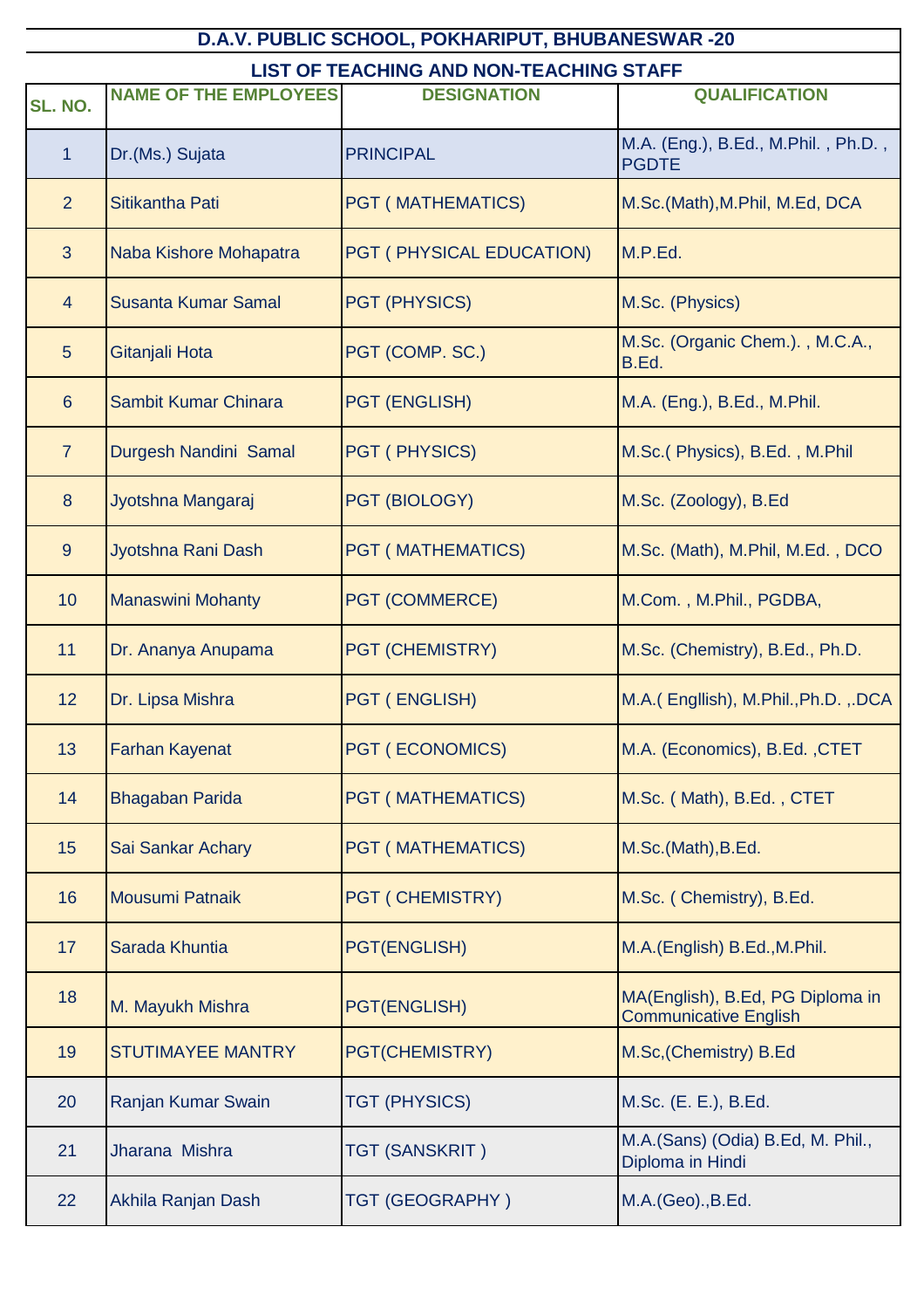# D.A.V. PUBLIC SCHOOL, POKHARIPUT, BHUBANESWAR -20

## LIST OF TEACHING AND NON-TEACHING STAFF

| SL. NO. | NAME OF THE EMPLOYEES | DESIGNATION | QUALIFICATION |
|---|---|---|---|
| 1 | Dr.(Ms.) Sujata | PRINCIPAL | M.A. (Eng.), B.Ed., M.Phil. , Ph.D. , PGDTE |
| 2 | Sitikantha Pati | PGT ( MATHEMATICS) | M.Sc.(Math),M.Phil, M.Ed, DCA |
| 3 | Naba Kishore Mohapatra | PGT ( PHYSICAL EDUCATION) | M.P.Ed. |
| 4 | Susanta Kumar Samal | PGT (PHYSICS) | M.Sc. (Physics) |
| 5 | Gitanjali Hota | PGT (COMP. SC.) | M.Sc. (Organic Chem.). , M.C.A., B.Ed. |
| 6 | Sambit Kumar Chinara | PGT (ENGLISH) | M.A. (Eng.), B.Ed., M.Phil. |
| 7 | Durgesh Nandini Samal | PGT ( PHYSICS) | M.Sc.( Physics), B.Ed. , M.Phil |
| 8 | Jyotshna Mangaraj | PGT (BIOLOGY) | M.Sc. (Zoology), B.Ed |
| 9 | Jyotshna Rani Dash | PGT ( MATHEMATICS) | M.Sc. (Math), M.Phil, M.Ed. , DCO |
| 10 | Manaswini Mohanty | PGT (COMMERCE) | M.Com. , M.Phil., PGDBA, |
| 11 | Dr. Ananya Anupama | PGT (CHEMISTRY) | M.Sc. (Chemistry), B.Ed., Ph.D. |
| 12 | Dr. Lipsa Mishra | PGT ( ENGLISH) | M.A.( Engllish), M.Phil.,Ph.D. ,.DCA |
| 13 | Farhan Kayenat | PGT ( ECONOMICS) | M.A. (Economics), B.Ed. ,CTET |
| 14 | Bhagaban Parida | PGT ( MATHEMATICS) | M.Sc. ( Math), B.Ed. , CTET |
| 15 | Sai Sankar Achary | PGT ( MATHEMATICS) | M.Sc.(Math),B.Ed. |
| 16 | Mousumi Patnaik | PGT ( CHEMISTRY) | M.Sc. ( Chemistry), B.Ed. |
| 17 | Sarada Khuntia | PGT(ENGLISH) | M.A.(English) B.Ed.,M.Phil. |
| 18 | M. Mayukh Mishra | PGT(ENGLISH) | MA(English), B.Ed, PG Diploma in Communicative English |
| 19 | STUTIMAYEE MANTRY | PGT(CHEMISTRY) | M.Sc,(Chemistry) B.Ed |
| 20 | Ranjan Kumar Swain | TGT (PHYSICS) | M.Sc. (E. E.), B.Ed. |
| 21 | Jharana Mishra | TGT (SANSKRIT ) | M.A.(Sans) (Odia) B.Ed, M. Phil., Diploma in Hindi |
| 22 | Akhila Ranjan Dash | TGT (GEOGRAPHY ) | M.A.(Geo).,B.Ed. |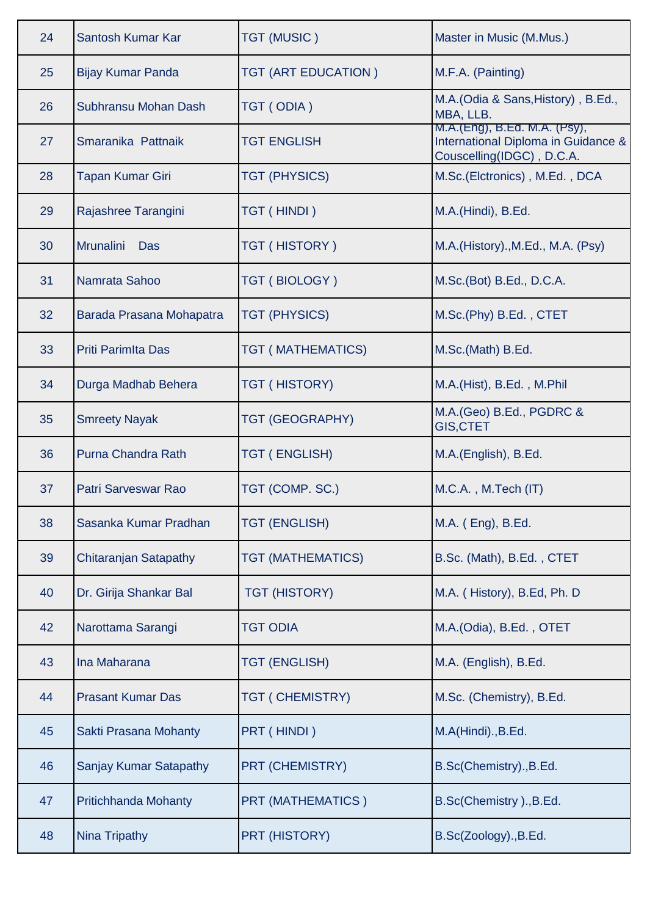| | | | |
|---|---|---|---|
| 24 | Santosh Kumar Kar | TGT (MUSIC ) | Master in Music (M.Mus.) |
| 25 | Bijay Kumar Panda | TGT (ART EDUCATION ) | M.F.A. (Painting) |
| 26 | Subhransu Mohan Dash | TGT ( ODIA ) | M.A.(Odia & Sans,History) , B.Ed., MBA, LLB. |
| 27 | Smaranika Pattnaik | TGT ENGLISH | M.A.(Eng), B.Ed. M.A. (Psy), International Diploma in Guidance & Couscelling(IDGC) , D.C.A. |
| 28 | Tapan Kumar Giri | TGT (PHYSICS) | M.Sc.(Elctronics) , M.Ed. , DCA |
| 29 | Rajashree Tarangini | TGT ( HINDI ) | M.A.(Hindi), B.Ed. |
| 30 | Mrunalini Das | TGT ( HISTORY ) | M.A.(History).,M.Ed., M.A. (Psy) |
| 31 | Namrata Sahoo | TGT ( BIOLOGY ) | M.Sc.(Bot) B.Ed., D.C.A. |
| 32 | Barada Prasana Mohapatra | TGT (PHYSICS) | M.Sc.(Phy) B.Ed. , CTET |
| 33 | Priti ParimIta Das | TGT ( MATHEMATICS) | M.Sc.(Math) B.Ed. |
| 34 | Durga Madhab Behera | TGT ( HISTORY) | M.A.(Hist), B.Ed. , M.Phil |
| 35 | Smreety Nayak | TGT (GEOGRAPHY) | M.A.(Geo) B.Ed., PGDRC & GIS,CTET |
| 36 | Purna Chandra Rath | TGT ( ENGLISH) | M.A.(English), B.Ed. |
| 37 | Patri Sarveswar Rao | TGT (COMP. SC.) | M.C.A. , M.Tech (IT) |
| 38 | Sasanka Kumar Pradhan | TGT (ENGLISH) | M.A. ( Eng), B.Ed. |
| 39 | Chitaranjan Satapathy | TGT (MATHEMATICS) | B.Sc. (Math), B.Ed. , CTET |
| 40 | Dr. Girija Shankar Bal | TGT (HISTORY) | M.A. ( History), B.Ed, Ph. D |
| 42 | Narottama Sarangi | TGT ODIA | M.A.(Odia), B.Ed. , OTET |
| 43 | Ina Maharana | TGT (ENGLISH) | M.A. (English), B.Ed. |
| 44 | Prasant Kumar Das | TGT ( CHEMISTRY) | M.Sc. (Chemistry), B.Ed. |
| 45 | Sakti Prasana Mohanty | PRT ( HINDI ) | M.A(Hindi).,B.Ed. |
| 46 | Sanjay Kumar Satapathy | PRT (CHEMISTRY) | B.Sc(Chemistry).,B.Ed. |
| 47 | Pritichhanda Mohanty | PRT (MATHEMATICS ) | B.Sc(Chemistry ).,B.Ed. |
| 48 | Nina Tripathy | PRT (HISTORY) | B.Sc(Zoology).,B.Ed. |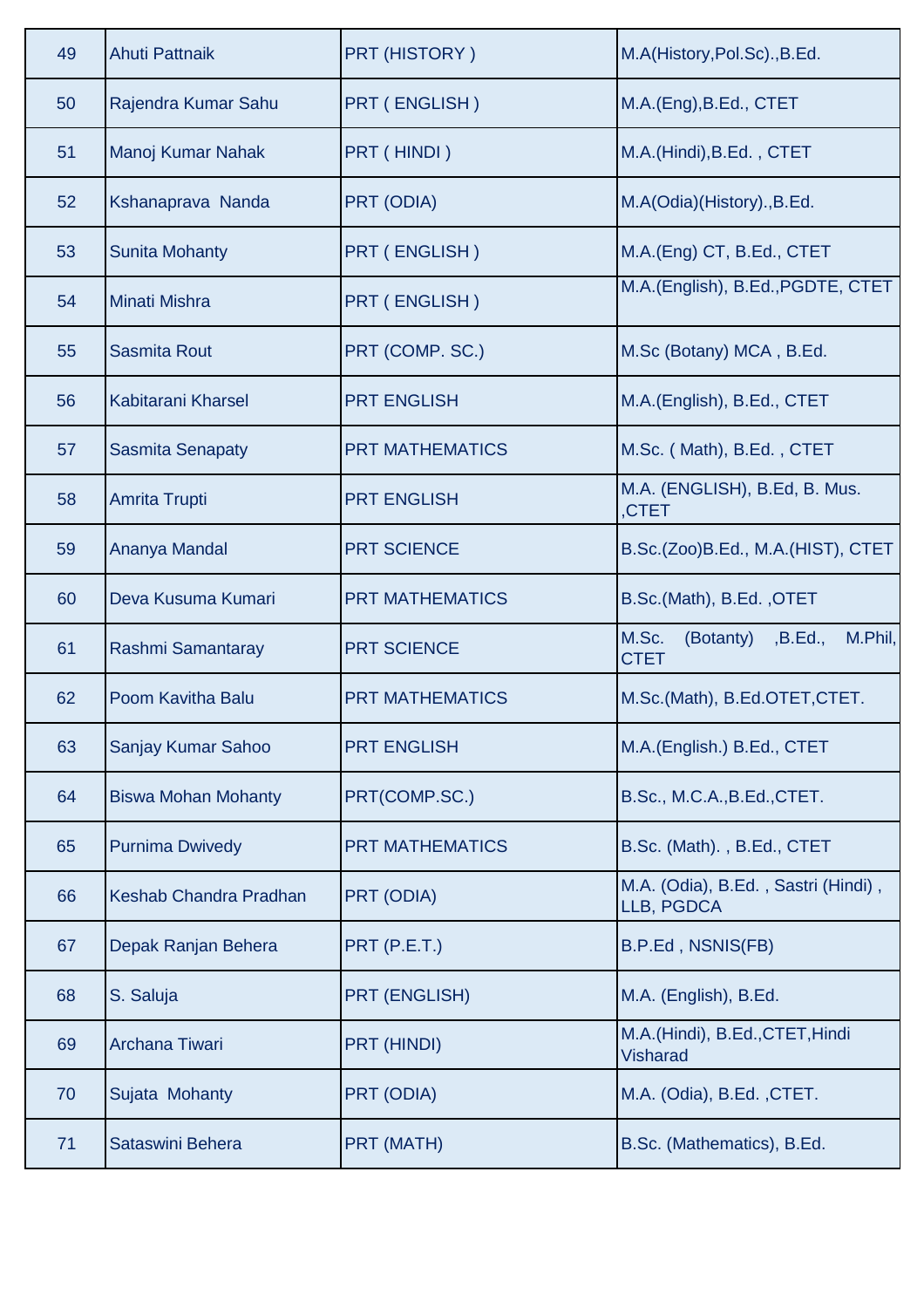| 49 | Ahuti Pattnaik | PRT (HISTORY ) | M.A(History,Pol.Sc).,B.Ed. |
|---|---|---|---|
| 50 | Rajendra Kumar Sahu | PRT ( ENGLISH ) | M.A.(Eng),B.Ed., CTET |
| 51 | Manoj Kumar Nahak | PRT ( HINDI ) | M.A.(Hindi),B.Ed. , CTET |
| 52 | Kshanaprava Nanda | PRT (ODIA) | M.A(Odia)(History).,B.Ed. |
| 53 | Sunita Mohanty | PRT ( ENGLISH ) | M.A.(Eng) CT, B.Ed., CTET |
| 54 | Minati Mishra | PRT ( ENGLISH ) | M.A.(English), B.Ed.,PGDTE, CTET |
| 55 | Sasmita Rout | PRT (COMP. SC.) | M.Sc (Botany) MCA , B.Ed. |
| 56 | Kabitarani Kharsel | PRT ENGLISH | M.A.(English), B.Ed., CTET |
| 57 | Sasmita Senapaty | PRT MATHEMATICS | M.Sc. ( Math), B.Ed. , CTET |
| 58 | Amrita Trupti | PRT ENGLISH | M.A. (ENGLISH), B.Ed, B. Mus. ,CTET |
| 59 | Ananya Mandal | PRT SCIENCE | B.Sc.(Zoo)B.Ed., M.A.(HIST), CTET |
| 60 | Deva Kusuma Kumari | PRT MATHEMATICS | B.Sc.(Math), B.Ed. ,OTET |
| 61 | Rashmi Samantaray | PRT SCIENCE | M.Sc. (Botanty) ,B.Ed., M.Phil, CTET |
| 62 | Poom Kavitha Balu | PRT MATHEMATICS | M.Sc.(Math), B.Ed.OTET,CTET. |
| 63 | Sanjay Kumar Sahoo | PRT ENGLISH | M.A.(English.) B.Ed., CTET |
| 64 | Biswa Mohan Mohanty | PRT(COMP.SC.) | B.Sc., M.C.A.,B.Ed.,CTET. |
| 65 | Purnima Dwivedy | PRT MATHEMATICS | B.Sc. (Math). , B.Ed., CTET |
| 66 | Keshab Chandra Pradhan | PRT (ODIA) | M.A. (Odia), B.Ed. , Sastri (Hindi) , LLB, PGDCA |
| 67 | Depak Ranjan Behera | PRT (P.E.T.) | B.P.Ed , NSNIS(FB) |
| 68 | S. Saluja | PRT (ENGLISH) | M.A. (English), B.Ed. |
| 69 | Archana Tiwari | PRT (HINDI) | M.A.(Hindi), B.Ed.,CTET,Hindi Visharad |
| 70 | Sujata Mohanty | PRT (ODIA) | M.A. (Odia), B.Ed. ,CTET. |
| 71 | Sataswini Behera | PRT (MATH) | B.Sc. (Mathematics), B.Ed. |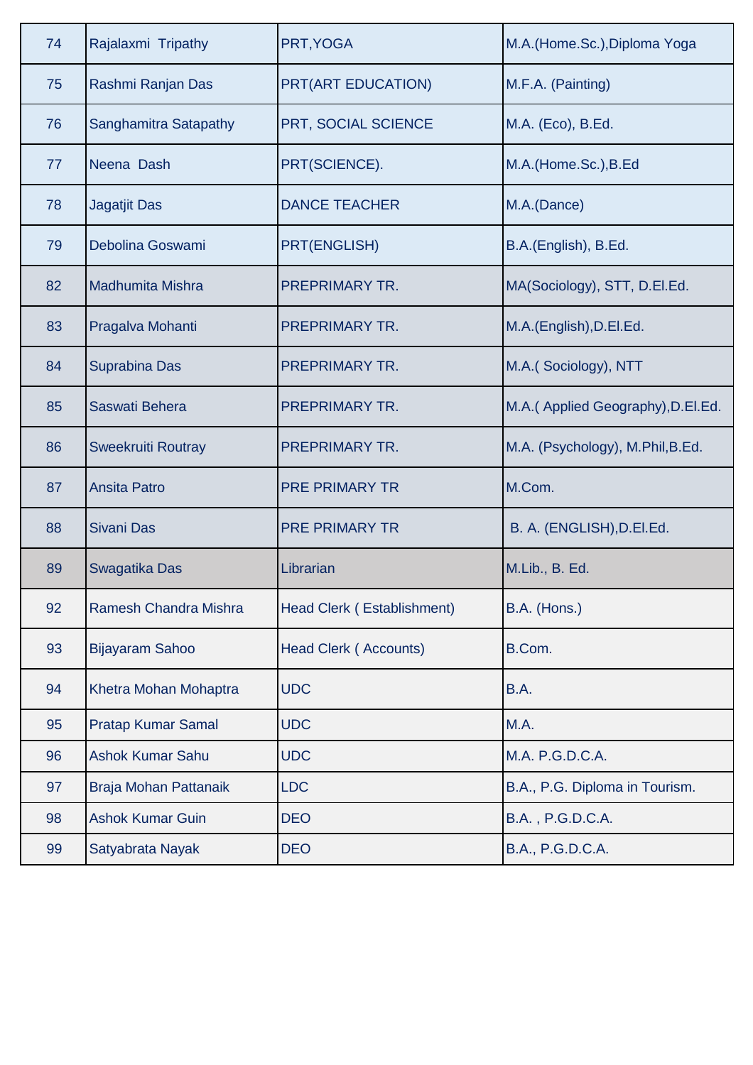| | | | |
|---|---|---|---|
| 74 | Rajalaxmi Tripathy | PRT,YOGA | M.A.(Home.Sc.),Diploma Yoga |
| 75 | Rashmi Ranjan Das | PRT(ART EDUCATION) | M.F.A. (Painting) |
| 76 | Sanghamitra Satapathy | PRT, SOCIAL SCIENCE | M.A. (Eco), B.Ed. |
| 77 | Neena Dash | PRT(SCIENCE). | M.A.(Home.Sc.),B.Ed |
| 78 | Jagatjit Das | DANCE TEACHER | M.A.(Dance) |
| 79 | Debolina Goswami | PRT(ENGLISH) | B.A.(English), B.Ed. |
| 82 | Madhumita Mishra | PREPRIMARY TR. | MA(Sociology), STT, D.El.Ed. |
| 83 | Pragalva Mohanti | PREPRIMARY TR. | M.A.(English),D.El.Ed. |
| 84 | Suprabina Das | PREPRIMARY TR. | M.A.( Sociology), NTT |
| 85 | Saswati Behera | PREPRIMARY TR. | M.A.( Applied Geography),D.El.Ed. |
| 86 | Sweekruiti Routray | PREPRIMARY TR. | M.A. (Psychology), M.Phil,B.Ed. |
| 87 | Ansita Patro | PRE PRIMARY TR | M.Com. |
| 88 | Sivani Das | PRE PRIMARY TR | B. A. (ENGLISH),D.El.Ed. |
| 89 | Swagatika Das | Librarian | M.Lib., B. Ed. |
| 92 | Ramesh Chandra Mishra | Head Clerk ( Establishment) | B.A. (Hons.) |
| 93 | Bijayaram Sahoo | Head Clerk ( Accounts) | B.Com. |
| 94 | Khetra Mohan Mohaptra | UDC | B.A. |
| 95 | Pratap Kumar Samal | UDC | M.A. |
| 96 | Ashok Kumar Sahu | UDC | M.A. P.G.D.C.A. |
| 97 | Braja Mohan Pattanaik | LDC | B.A., P.G. Diploma in Tourism. |
| 98 | Ashok Kumar Guin | DEO | B.A. , P.G.D.C.A. |
| 99 | Satyabrata Nayak | DEO | B.A., P.G.D.C.A. |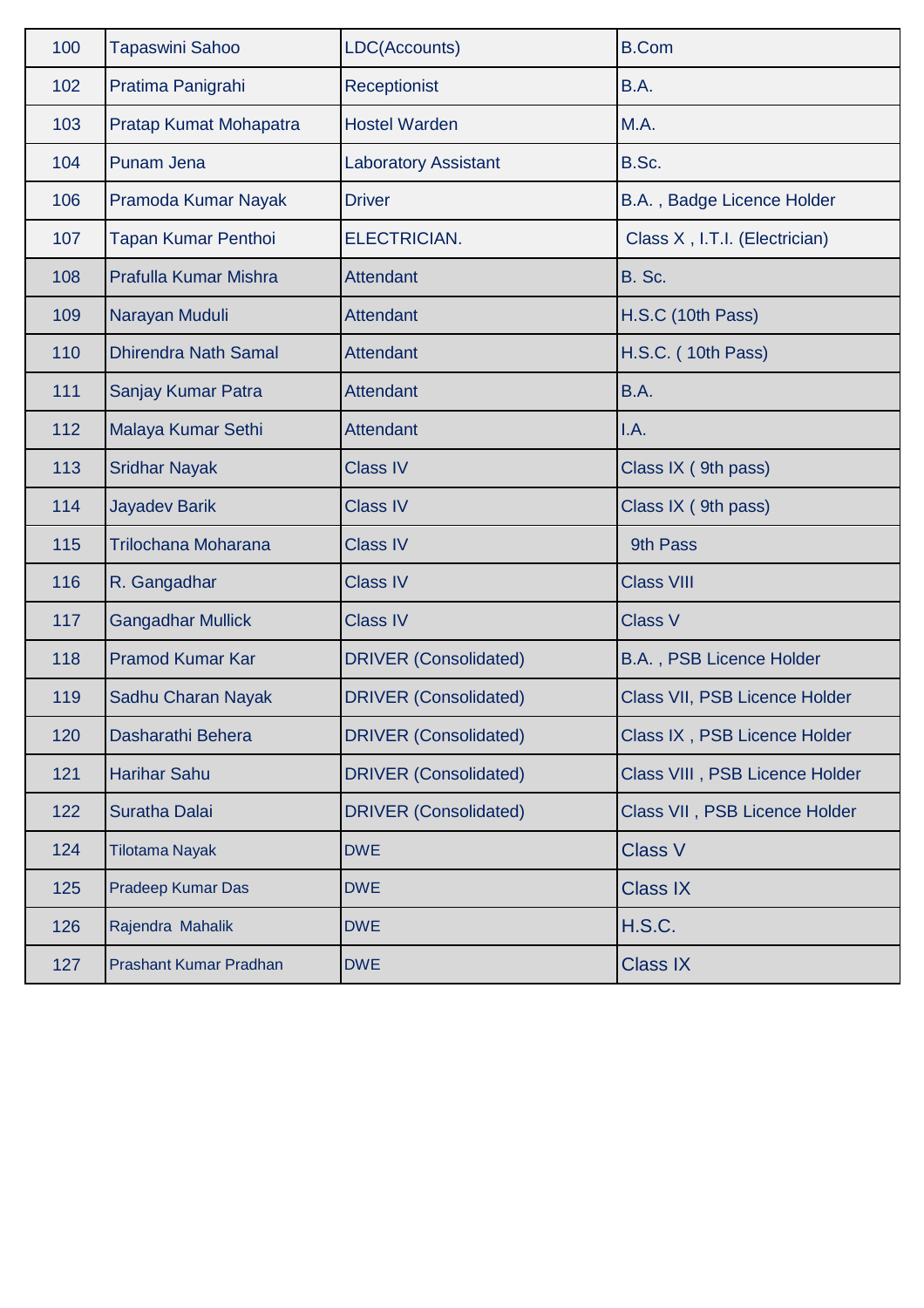| | | | |
|---|---|---|---|
| 100 | Tapaswini Sahoo | LDC(Accounts) | B.Com |
| 102 | Pratima Panigrahi | Receptionist | B.A. |
| 103 | Pratap Kumat Mohapatra | Hostel Warden | M.A. |
| 104 | Punam Jena | Laboratory Assistant | B.Sc. |
| 106 | Pramoda Kumar Nayak | Driver | B.A. , Badge Licence Holder |
| 107 | Tapan Kumar Penthoi | ELECTRICIAN. | Class X , I.T.I. (Electrician) |
| 108 | Prafulla Kumar Mishra | Attendant | B. Sc. |
| 109 | Narayan Muduli | Attendant | H.S.C (10th Pass) |
| 110 | Dhirendra Nath Samal | Attendant | H.S.C. ( 10th Pass) |
| 111 | Sanjay Kumar Patra | Attendant | B.A. |
| 112 | Malaya Kumar Sethi | Attendant | I.A. |
| 113 | Sridhar Nayak | Class IV | Class IX ( 9th pass) |
| 114 | Jayadev Barik | Class IV | Class IX ( 9th pass) |
| 115 | Trilochana Moharana | Class IV | 9th Pass |
| 116 | R. Gangadhar | Class IV | Class VIII |
| 117 | Gangadhar Mullick | Class IV | Class V |
| 118 | Pramod Kumar Kar | DRIVER (Consolidated) | B.A. , PSB Licence Holder |
| 119 | Sadhu Charan Nayak | DRIVER (Consolidated) | Class VII, PSB Licence Holder |
| 120 | Dasharathi Behera | DRIVER (Consolidated) | Class IX , PSB Licence Holder |
| 121 | Harihar Sahu | DRIVER (Consolidated) | Class VIII , PSB Licence Holder |
| 122 | Suratha Dalai | DRIVER (Consolidated) | Class VII , PSB Licence Holder |
| 124 | Tilotama Nayak | DWE | Class V |
| 125 | Pradeep Kumar Das | DWE | Class IX |
| 126 | Rajendra Mahalik | DWE | H.S.C. |
| 127 | Prashant Kumar Pradhan | DWE | Class IX |